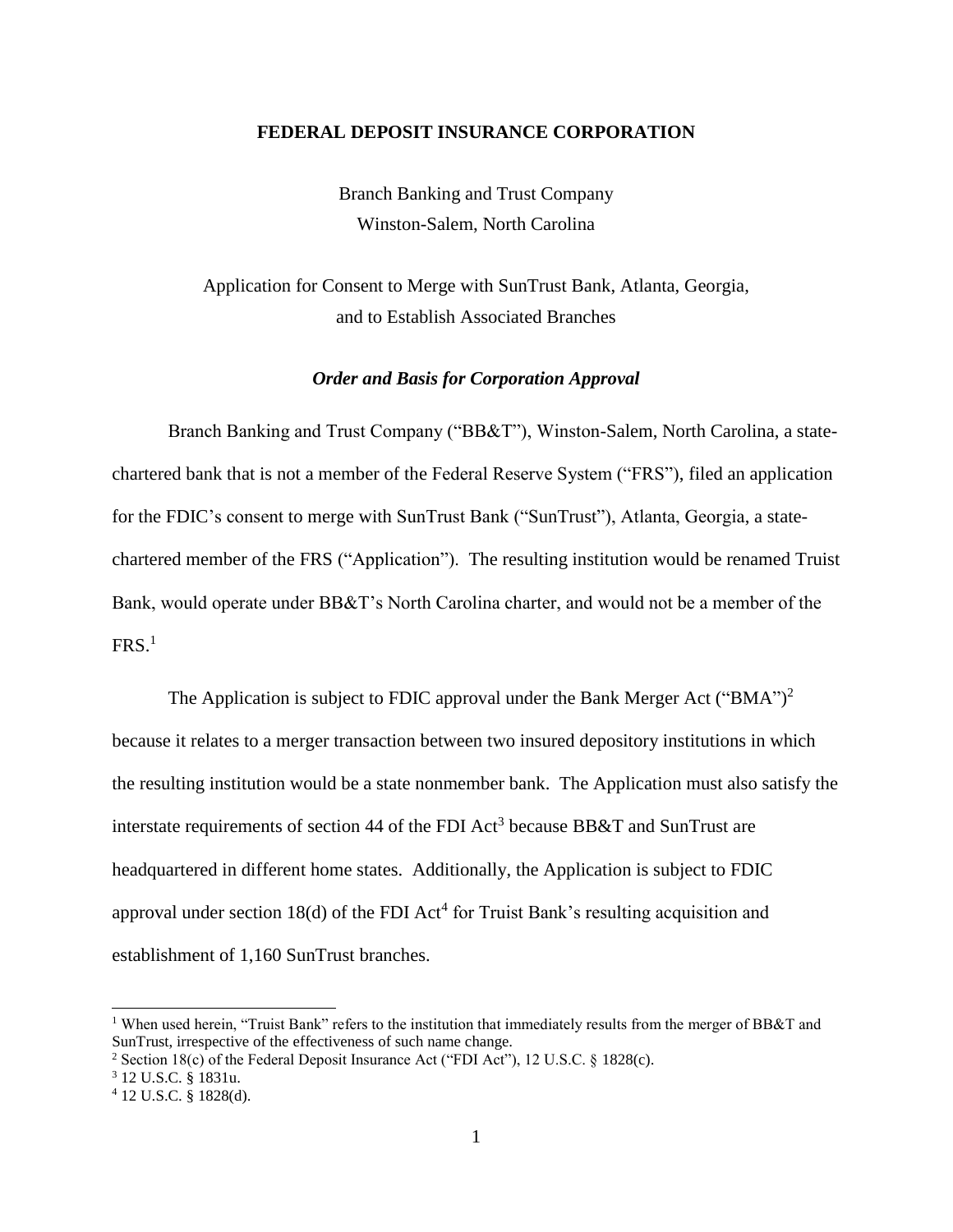**FEDERAL DEPOSIT INSURANCE CORPORATION**

Branch Banking and Trust Company
Winston-Salem, North Carolina

Application for Consent to Merge with SunTrust Bank, Atlanta, Georgia, and to Establish Associated Branches

***Order and Basis for Corporation Approval***

Branch Banking and Trust Company ("BB&T"), Winston-Salem, North Carolina, a state-chartered bank that is not a member of the Federal Reserve System ("FRS"), filed an application for the FDIC's consent to merge with SunTrust Bank ("SunTrust"), Atlanta, Georgia, a state-chartered member of the FRS ("Application"). The resulting institution would be renamed Truist Bank, would operate under BB&T's North Carolina charter, and would not be a member of the FRS.[1]

The Application is subject to FDIC approval under the Bank Merger Act ("BMA")[2] because it relates to a merger transaction between two insured depository institutions in which the resulting institution would be a state nonmember bank. The Application must also satisfy the interstate requirements of section 44 of the FDI Act[3] because BB&T and SunTrust are headquartered in different home states. Additionally, the Application is subject to FDIC approval under section 18(d) of the FDI Act[4] for Truist Bank's resulting acquisition and establishment of 1,160 SunTrust branches.

---

[1] When used herein, "Truist Bank" refers to the institution that immediately results from the merger of BB&T and SunTrust, irrespective of the effectiveness of such name change.

[2] Section 18(c) of the Federal Deposit Insurance Act ("FDI Act"), 12 U.S.C. § 1828(c).

[3] 12 U.S.C. § 1831u.

[4] 12 U.S.C. § 1828(d).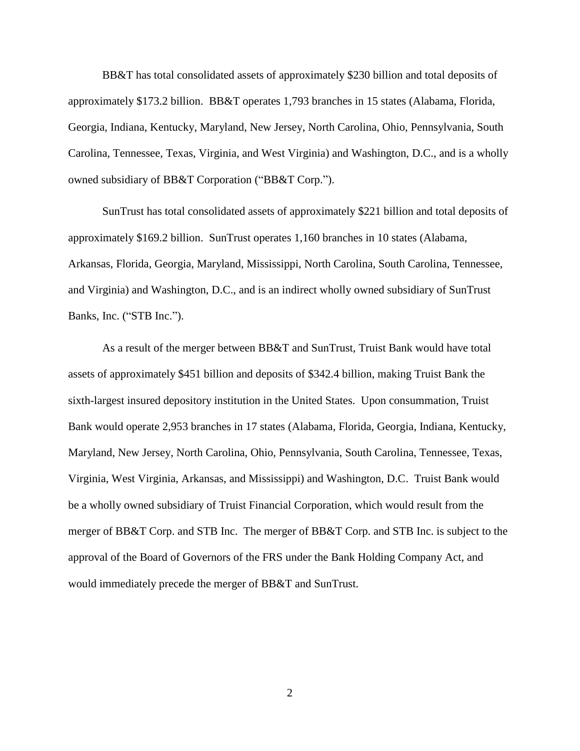BB&T has total consolidated assets of approximately $230 billion and total deposits of approximately $173.2 billion. BB&T operates 1,793 branches in 15 states (Alabama, Florida, Georgia, Indiana, Kentucky, Maryland, New Jersey, North Carolina, Ohio, Pennsylvania, South Carolina, Tennessee, Texas, Virginia, and West Virginia) and Washington, D.C., and is a wholly owned subsidiary of BB&T Corporation ("BB&T Corp.").

SunTrust has total consolidated assets of approximately $221 billion and total deposits of approximately $169.2 billion. SunTrust operates 1,160 branches in 10 states (Alabama, Arkansas, Florida, Georgia, Maryland, Mississippi, North Carolina, South Carolina, Tennessee, and Virginia) and Washington, D.C., and is an indirect wholly owned subsidiary of SunTrust Banks, Inc. ("STB Inc.").

As a result of the merger between BB&T and SunTrust, Truist Bank would have total assets of approximately $451 billion and deposits of $342.4 billion, making Truist Bank the sixth-largest insured depository institution in the United States. Upon consummation, Truist Bank would operate 2,953 branches in 17 states (Alabama, Florida, Georgia, Indiana, Kentucky, Maryland, New Jersey, North Carolina, Ohio, Pennsylvania, South Carolina, Tennessee, Texas, Virginia, West Virginia, Arkansas, and Mississippi) and Washington, D.C. Truist Bank would be a wholly owned subsidiary of Truist Financial Corporation, which would result from the merger of BB&T Corp. and STB Inc. The merger of BB&T Corp. and STB Inc. is subject to the approval of the Board of Governors of the FRS under the Bank Holding Company Act, and would immediately precede the merger of BB&T and SunTrust.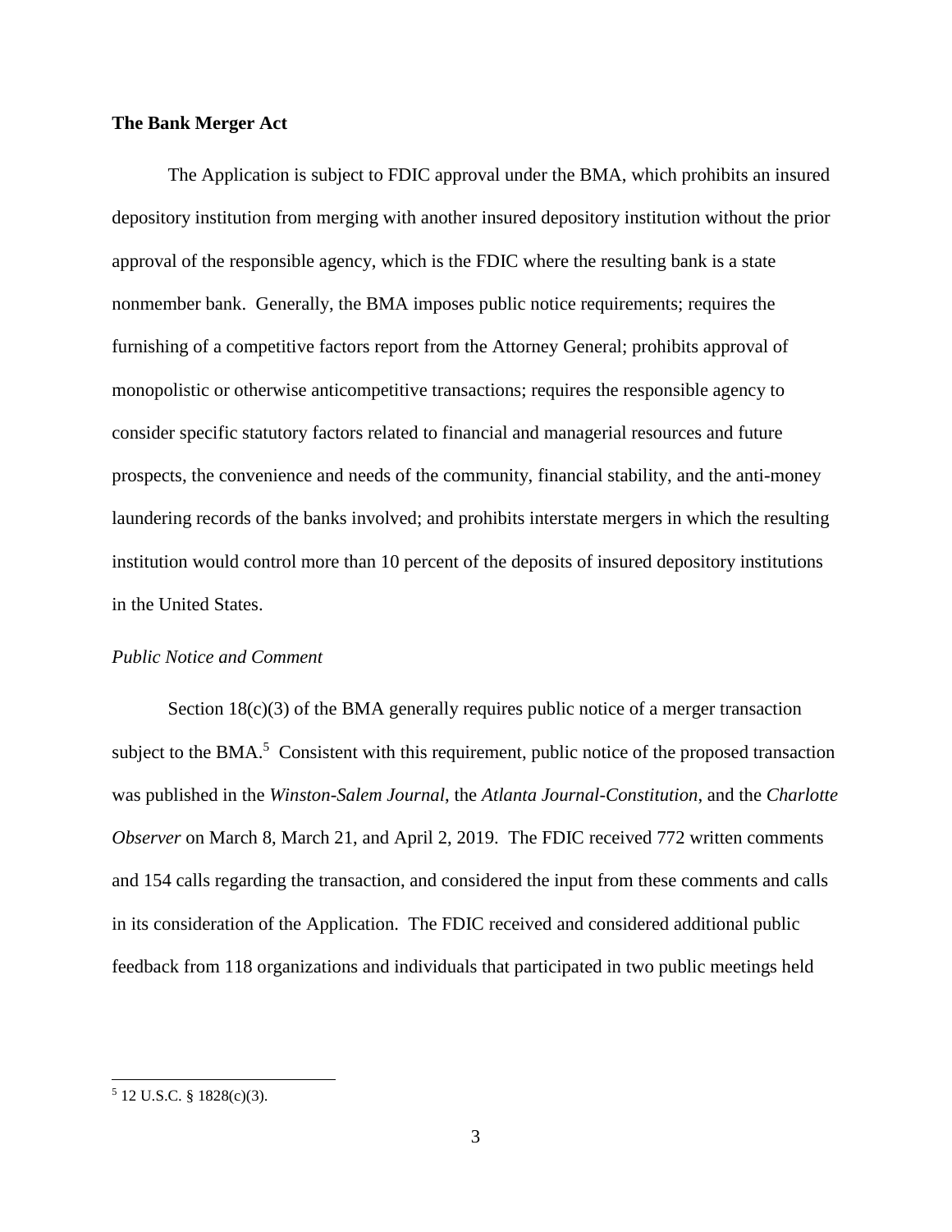**The Bank Merger Act**

The Application is subject to FDIC approval under the BMA, which prohibits an insured depository institution from merging with another insured depository institution without the prior approval of the responsible agency, which is the FDIC where the resulting bank is a state nonmember bank. Generally, the BMA imposes public notice requirements; requires the furnishing of a competitive factors report from the Attorney General; prohibits approval of monopolistic or otherwise anticompetitive transactions; requires the responsible agency to consider specific statutory factors related to financial and managerial resources and future prospects, the convenience and needs of the community, financial stability, and the anti-money laundering records of the banks involved; and prohibits interstate mergers in which the resulting institution would control more than 10 percent of the deposits of insured depository institutions in the United States.

*Public Notice and Comment*

Section 18(c)(3) of the BMA generally requires public notice of a merger transaction subject to the BMA.[5] Consistent with this requirement, public notice of the proposed transaction was published in the *Winston-Salem Journal*, the *Atlanta Journal-Constitution*, and the *Charlotte Observer* on March 8, March 21, and April 2, 2019. The FDIC received 772 written comments and 154 calls regarding the transaction, and considered the input from these comments and calls in its consideration of the Application. The FDIC received and considered additional public feedback from 118 organizations and individuals that participated in two public meetings held

[5] 12 U.S.C. § 1828(c)(3).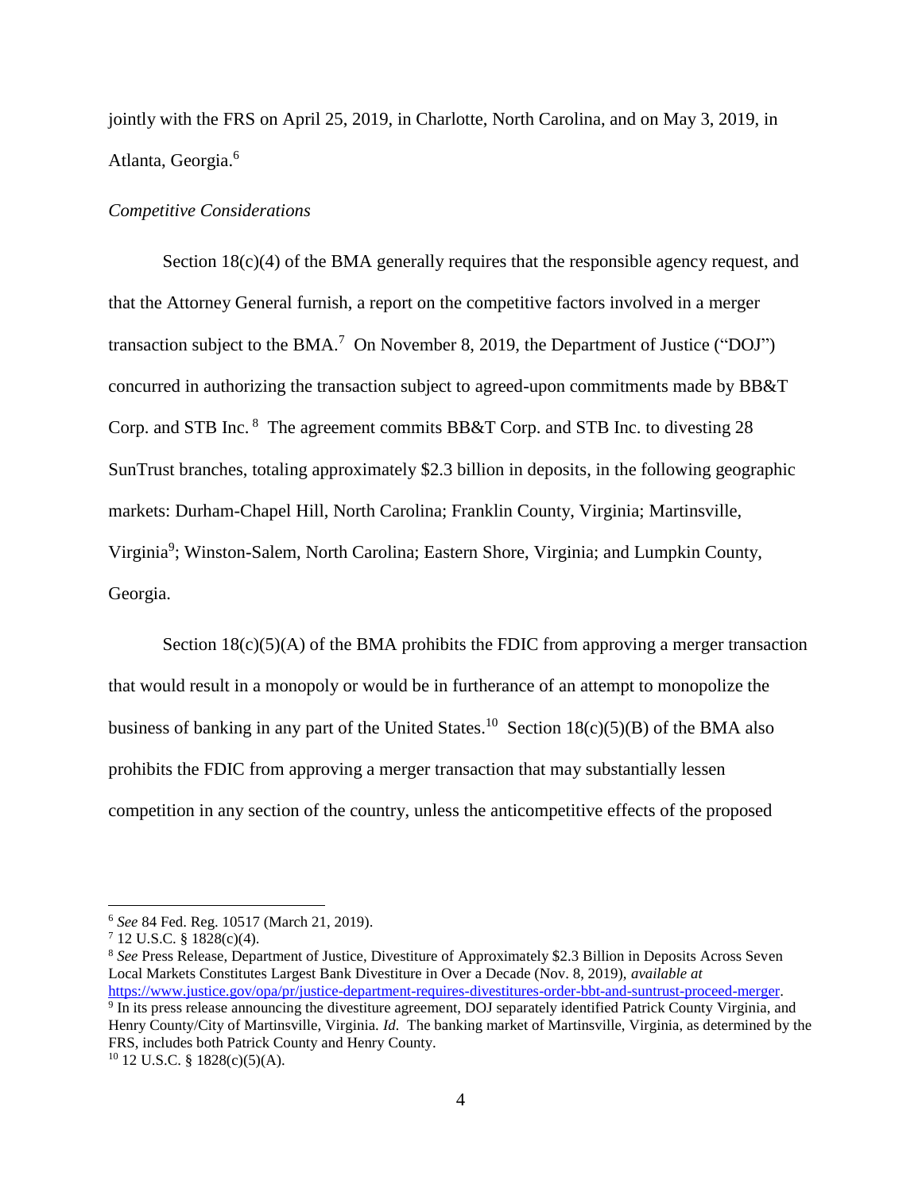jointly with the FRS on April 25, 2019, in Charlotte, North Carolina, and on May 3, 2019, in Atlanta, Georgia.[6]

*Competitive Considerations*

Section 18(c)(4) of the BMA generally requires that the responsible agency request, and that the Attorney General furnish, a report on the competitive factors involved in a merger transaction subject to the BMA.[7] On November 8, 2019, the Department of Justice ("DOJ") concurred in authorizing the transaction subject to agreed-upon commitments made by BB&T Corp. and STB Inc.[8] The agreement commits BB&T Corp. and STB Inc. to divesting 28 SunTrust branches, totaling approximately $2.3 billion in deposits, in the following geographic markets: Durham-Chapel Hill, North Carolina; Franklin County, Virginia; Martinsville, Virginia[9]; Winston-Salem, North Carolina; Eastern Shore, Virginia; and Lumpkin County, Georgia.

Section 18(c)(5)(A) of the BMA prohibits the FDIC from approving a merger transaction that would result in a monopoly or would be in furtherance of an attempt to monopolize the business of banking in any part of the United States.[10] Section 18(c)(5)(B) of the BMA also prohibits the FDIC from approving a merger transaction that may substantially lessen competition in any section of the country, unless the anticompetitive effects of the proposed

---

[6] *See* 84 Fed. Reg. 10517 (March 21, 2019).

[7] 12 U.S.C. § 1828(c)(4).

[8] *See* Press Release, Department of Justice, Divestiture of Approximately $2.3 Billion in Deposits Across Seven Local Markets Constitutes Largest Bank Divestiture in Over a Decade (Nov. 8, 2019), *available at* https://www.justice.gov/opa/pr/justice-department-requires-divestitures-order-bbt-and-suntrust-proceed-merger.

[9] In its press release announcing the divestiture agreement, DOJ separately identified Patrick County Virginia, and Henry County/City of Martinsville, Virginia. *Id.* The banking market of Martinsville, Virginia, as determined by the FRS, includes both Patrick County and Henry County.

[10] 12 U.S.C. § 1828(c)(5)(A).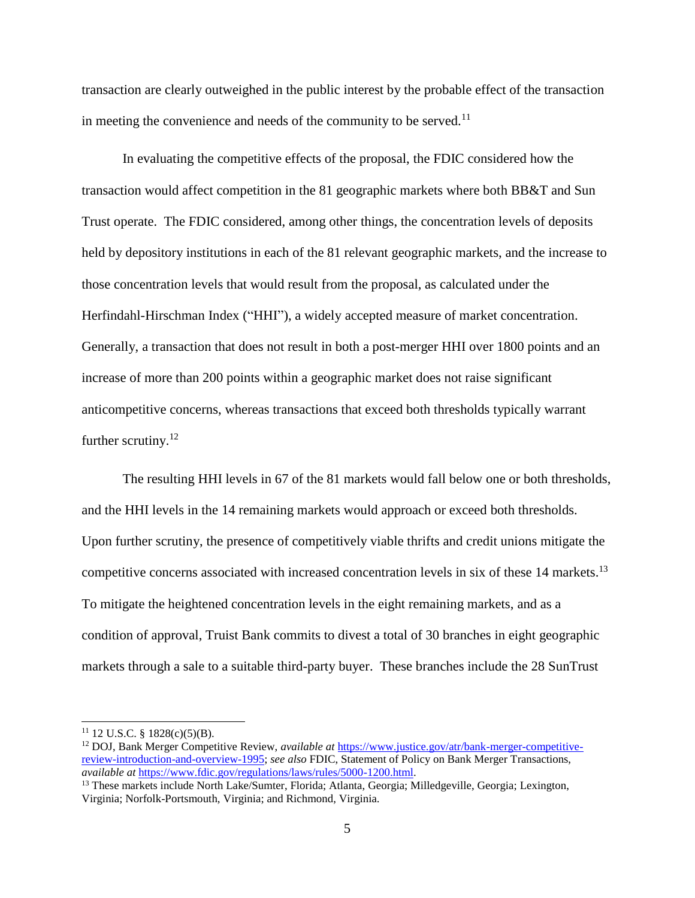transaction are clearly outweighed in the public interest by the probable effect of the transaction in meeting the convenience and needs of the community to be served.[11]

In evaluating the competitive effects of the proposal, the FDIC considered how the transaction would affect competition in the 81 geographic markets where both BB&T and Sun Trust operate. The FDIC considered, among other things, the concentration levels of deposits held by depository institutions in each of the 81 relevant geographic markets, and the increase to those concentration levels that would result from the proposal, as calculated under the Herfindahl-Hirschman Index ("HHI"), a widely accepted measure of market concentration. Generally, a transaction that does not result in both a post-merger HHI over 1800 points and an increase of more than 200 points within a geographic market does not raise significant anticompetitive concerns, whereas transactions that exceed both thresholds typically warrant further scrutiny.[12]

The resulting HHI levels in 67 of the 81 markets would fall below one or both thresholds, and the HHI levels in the 14 remaining markets would approach or exceed both thresholds. Upon further scrutiny, the presence of competitively viable thrifts and credit unions mitigate the competitive concerns associated with increased concentration levels in six of these 14 markets.[13] To mitigate the heightened concentration levels in the eight remaining markets, and as a condition of approval, Truist Bank commits to divest a total of 30 branches in eight geographic markets through a sale to a suitable third-party buyer. These branches include the 28 SunTrust

---

[11] 12 U.S.C. § 1828(c)(5)(B).

[12] DOJ, Bank Merger Competitive Review, *available at* https://www.justice.gov/atr/bank-merger-competitive-review-introduction-and-overview-1995; *see also* FDIC, Statement of Policy on Bank Merger Transactions, *available at* https://www.fdic.gov/regulations/laws/rules/5000-1200.html.

[13] These markets include North Lake/Sumter, Florida; Atlanta, Georgia; Milledgeville, Georgia; Lexington, Virginia; Norfolk-Portsmouth, Virginia; and Richmond, Virginia.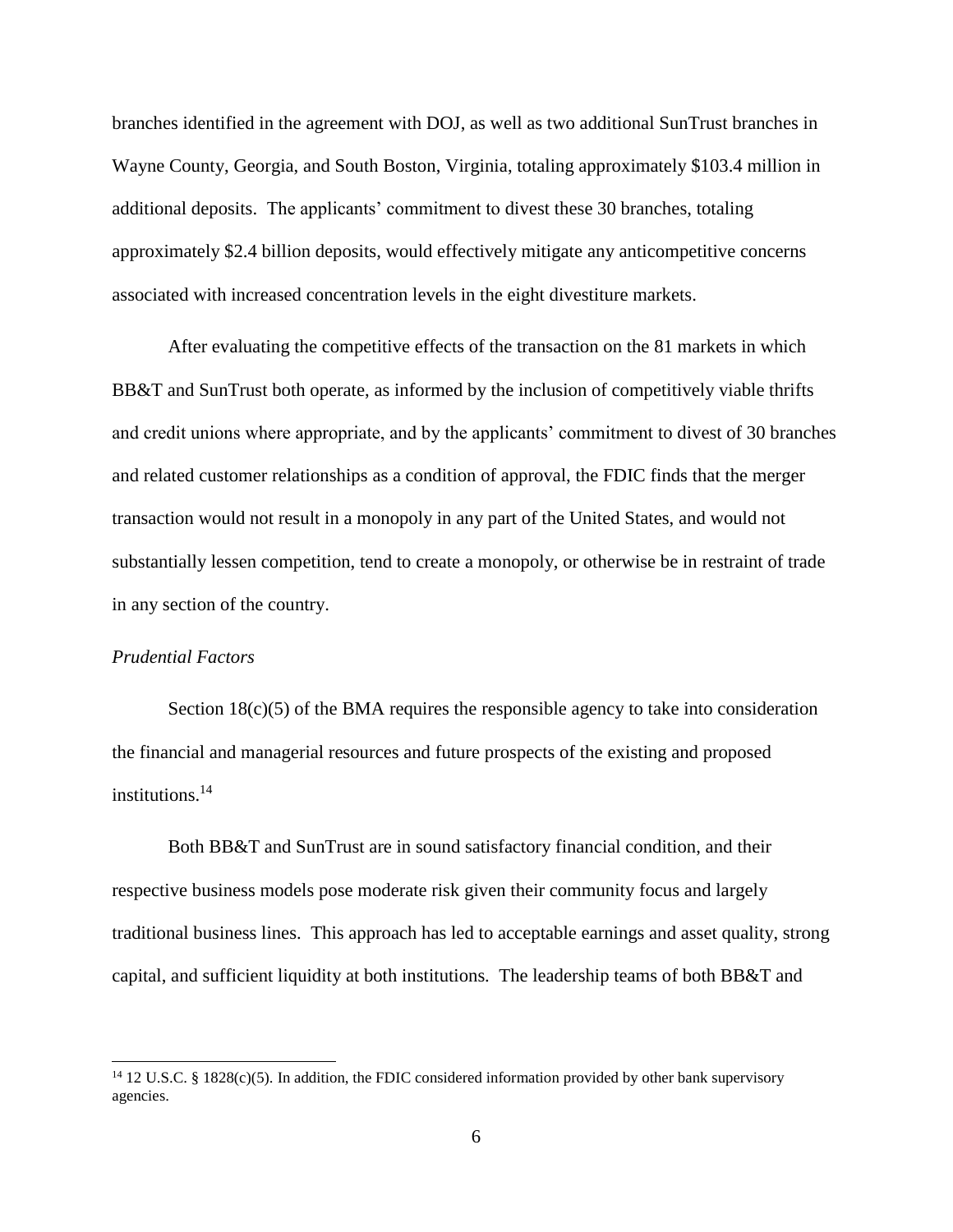branches identified in the agreement with DOJ, as well as two additional SunTrust branches in Wayne County, Georgia, and South Boston, Virginia, totaling approximately $103.4 million in additional deposits. The applicants' commitment to divest these 30 branches, totaling approximately $2.4 billion deposits, would effectively mitigate any anticompetitive concerns associated with increased concentration levels in the eight divestiture markets.

After evaluating the competitive effects of the transaction on the 81 markets in which BB&T and SunTrust both operate, as informed by the inclusion of competitively viable thrifts and credit unions where appropriate, and by the applicants' commitment to divest of 30 branches and related customer relationships as a condition of approval, the FDIC finds that the merger transaction would not result in a monopoly in any part of the United States, and would not substantially lessen competition, tend to create a monopoly, or otherwise be in restraint of trade in any section of the country.

*Prudential Factors*

Section 18(c)(5) of the BMA requires the responsible agency to take into consideration the financial and managerial resources and future prospects of the existing and proposed institutions.[14]

Both BB&T and SunTrust are in sound satisfactory financial condition, and their respective business models pose moderate risk given their community focus and largely traditional business lines. This approach has led to acceptable earnings and asset quality, strong capital, and sufficient liquidity at both institutions. The leadership teams of both BB&T and

---

[14] 12 U.S.C. § 1828(c)(5). In addition, the FDIC considered information provided by other bank supervisory agencies.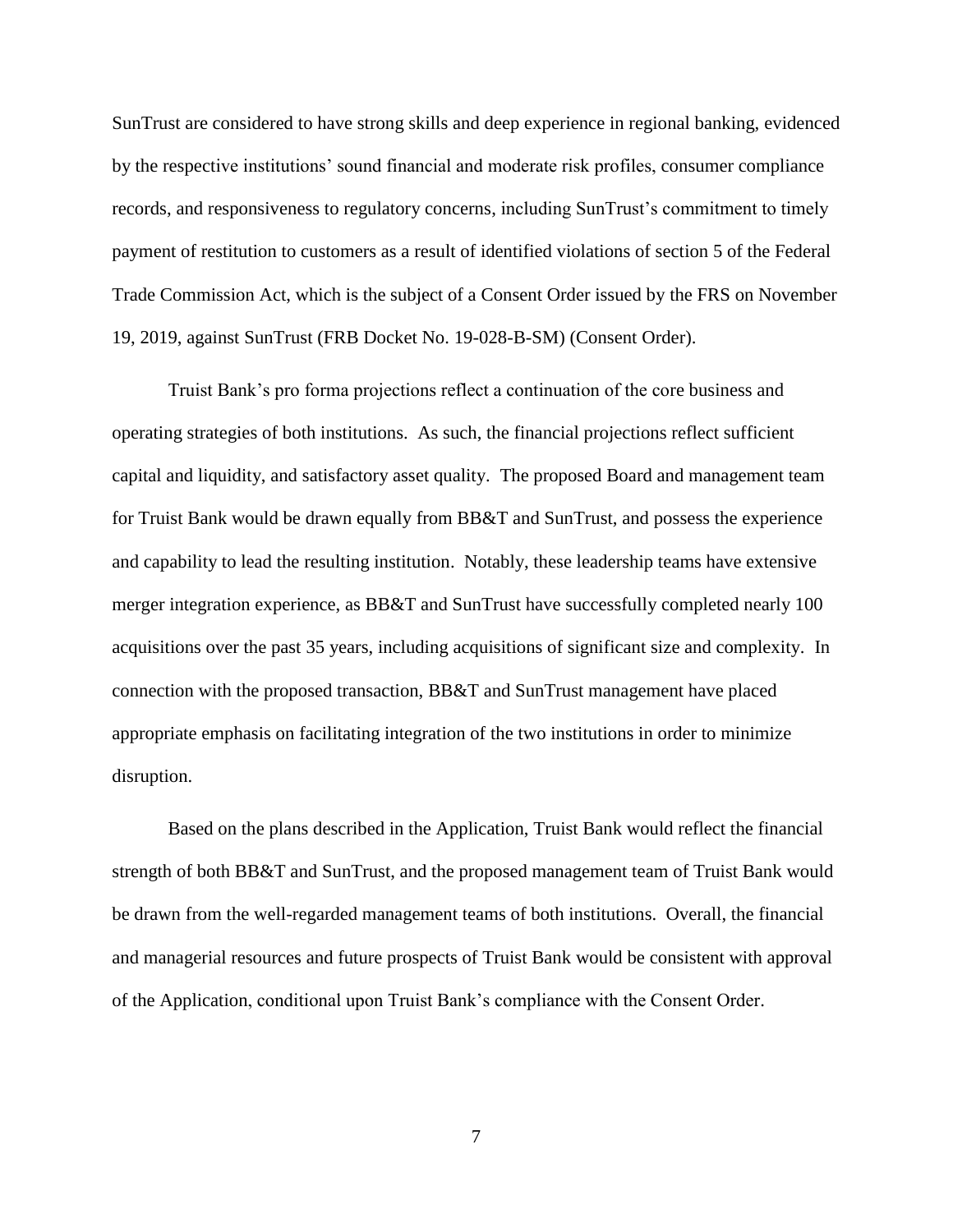SunTrust are considered to have strong skills and deep experience in regional banking, evidenced by the respective institutions' sound financial and moderate risk profiles, consumer compliance records, and responsiveness to regulatory concerns, including SunTrust's commitment to timely payment of restitution to customers as a result of identified violations of section 5 of the Federal Trade Commission Act, which is the subject of a Consent Order issued by the FRS on November 19, 2019, against SunTrust (FRB Docket No. 19-028-B-SM) (Consent Order).

Truist Bank's pro forma projections reflect a continuation of the core business and operating strategies of both institutions. As such, the financial projections reflect sufficient capital and liquidity, and satisfactory asset quality. The proposed Board and management team for Truist Bank would be drawn equally from BB&T and SunTrust, and possess the experience and capability to lead the resulting institution. Notably, these leadership teams have extensive merger integration experience, as BB&T and SunTrust have successfully completed nearly 100 acquisitions over the past 35 years, including acquisitions of significant size and complexity. In connection with the proposed transaction, BB&T and SunTrust management have placed appropriate emphasis on facilitating integration of the two institutions in order to minimize disruption.

Based on the plans described in the Application, Truist Bank would reflect the financial strength of both BB&T and SunTrust, and the proposed management team of Truist Bank would be drawn from the well-regarded management teams of both institutions. Overall, the financial and managerial resources and future prospects of Truist Bank would be consistent with approval of the Application, conditional upon Truist Bank's compliance with the Consent Order.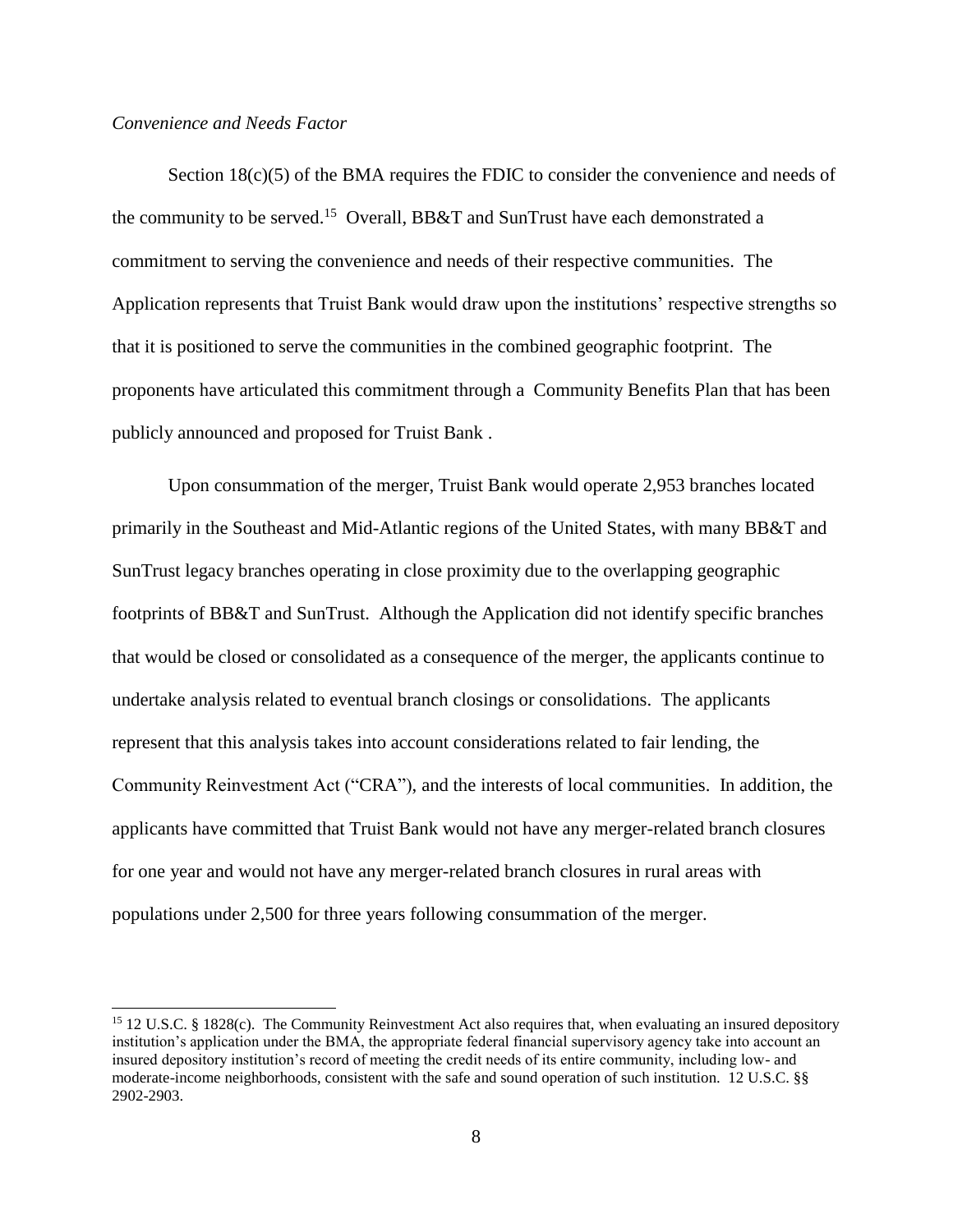*Convenience and Needs Factor*

Section 18(c)(5) of the BMA requires the FDIC to consider the convenience and needs of the community to be served.[15] Overall, BB&T and SunTrust have each demonstrated a commitment to serving the convenience and needs of their respective communities. The Application represents that Truist Bank would draw upon the institutions' respective strengths so that it is positioned to serve the communities in the combined geographic footprint. The proponents have articulated this commitment through a Community Benefits Plan that has been publicly announced and proposed for Truist Bank .

Upon consummation of the merger, Truist Bank would operate 2,953 branches located primarily in the Southeast and Mid-Atlantic regions of the United States, with many BB&T and SunTrust legacy branches operating in close proximity due to the overlapping geographic footprints of BB&T and SunTrust. Although the Application did not identify specific branches that would be closed or consolidated as a consequence of the merger, the applicants continue to undertake analysis related to eventual branch closings or consolidations. The applicants represent that this analysis takes into account considerations related to fair lending, the Community Reinvestment Act ("CRA"), and the interests of local communities. In addition, the applicants have committed that Truist Bank would not have any merger-related branch closures for one year and would not have any merger-related branch closures in rural areas with populations under 2,500 for three years following consummation of the merger.

---

[15] 12 U.S.C. § 1828(c). The Community Reinvestment Act also requires that, when evaluating an insured depository institution's application under the BMA, the appropriate federal financial supervisory agency take into account an insured depository institution's record of meeting the credit needs of its entire community, including low- and moderate-income neighborhoods, consistent with the safe and sound operation of such institution. 12 U.S.C. §§ 2902-2903.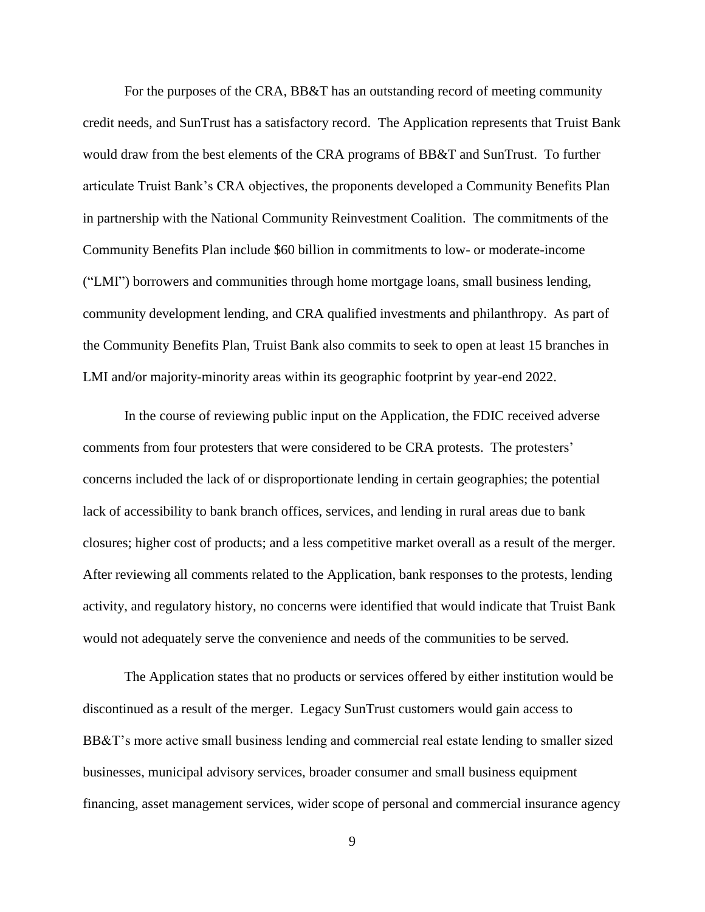For the purposes of the CRA, BB&T has an outstanding record of meeting community credit needs, and SunTrust has a satisfactory record. The Application represents that Truist Bank would draw from the best elements of the CRA programs of BB&T and SunTrust. To further articulate Truist Bank's CRA objectives, the proponents developed a Community Benefits Plan in partnership with the National Community Reinvestment Coalition. The commitments of the Community Benefits Plan include $60 billion in commitments to low- or moderate-income ("LMI") borrowers and communities through home mortgage loans, small business lending, community development lending, and CRA qualified investments and philanthropy. As part of the Community Benefits Plan, Truist Bank also commits to seek to open at least 15 branches in LMI and/or majority-minority areas within its geographic footprint by year-end 2022.

In the course of reviewing public input on the Application, the FDIC received adverse comments from four protesters that were considered to be CRA protests. The protesters' concerns included the lack of or disproportionate lending in certain geographies; the potential lack of accessibility to bank branch offices, services, and lending in rural areas due to bank closures; higher cost of products; and a less competitive market overall as a result of the merger. After reviewing all comments related to the Application, bank responses to the protests, lending activity, and regulatory history, no concerns were identified that would indicate that Truist Bank would not adequately serve the convenience and needs of the communities to be served.

The Application states that no products or services offered by either institution would be discontinued as a result of the merger. Legacy SunTrust customers would gain access to BB&T's more active small business lending and commercial real estate lending to smaller sized businesses, municipal advisory services, broader consumer and small business equipment financing, asset management services, wider scope of personal and commercial insurance agency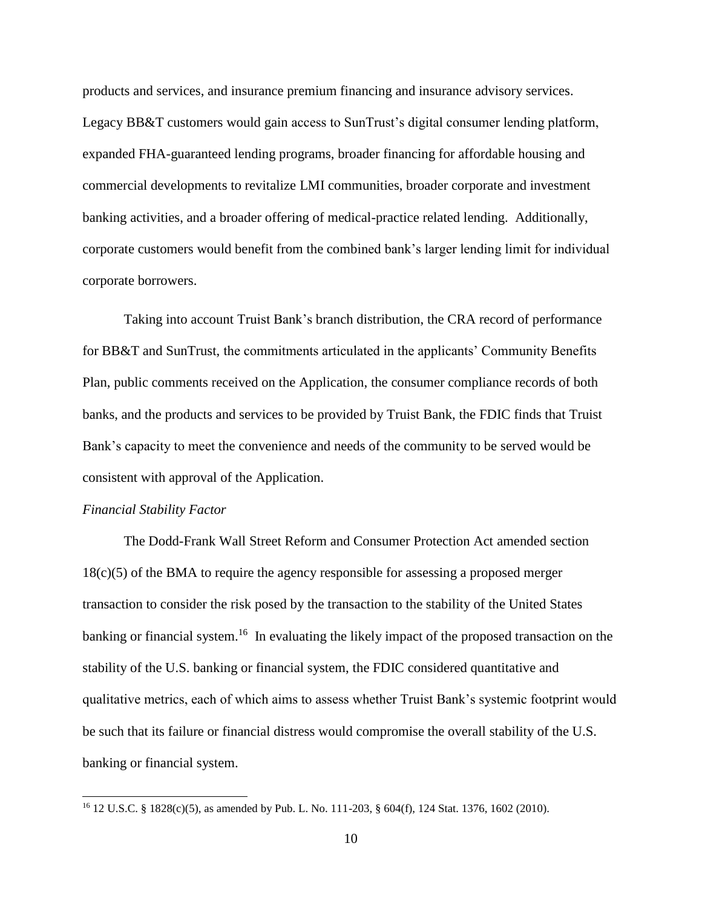products and services, and insurance premium financing and insurance advisory services. Legacy BB&T customers would gain access to SunTrust's digital consumer lending platform, expanded FHA-guaranteed lending programs, broader financing for affordable housing and commercial developments to revitalize LMI communities, broader corporate and investment banking activities, and a broader offering of medical-practice related lending. Additionally, corporate customers would benefit from the combined bank's larger lending limit for individual corporate borrowers.

Taking into account Truist Bank's branch distribution, the CRA record of performance for BB&T and SunTrust, the commitments articulated in the applicants' Community Benefits Plan, public comments received on the Application, the consumer compliance records of both banks, and the products and services to be provided by Truist Bank, the FDIC finds that Truist Bank's capacity to meet the convenience and needs of the community to be served would be consistent with approval of the Application.

*Financial Stability Factor*

The Dodd-Frank Wall Street Reform and Consumer Protection Act amended section 18(c)(5) of the BMA to require the agency responsible for assessing a proposed merger transaction to consider the risk posed by the transaction to the stability of the United States banking or financial system.[16] In evaluating the likely impact of the proposed transaction on the stability of the U.S. banking or financial system, the FDIC considered quantitative and qualitative metrics, each of which aims to assess whether Truist Bank's systemic footprint would be such that its failure or financial distress would compromise the overall stability of the U.S. banking or financial system.

---

[16] 12 U.S.C. § 1828(c)(5), as amended by Pub. L. No. 111-203, § 604(f), 124 Stat. 1376, 1602 (2010).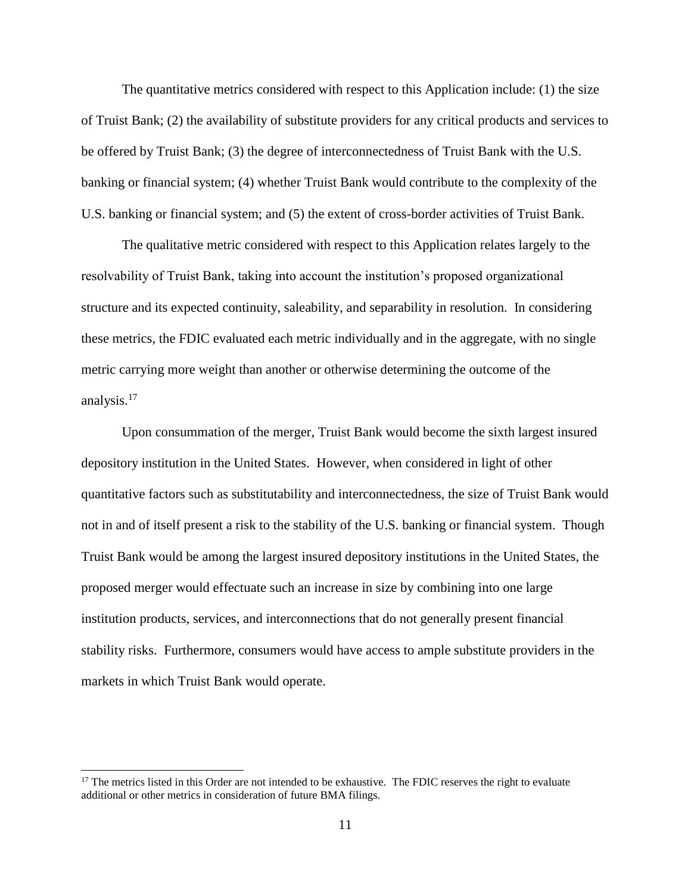The quantitative metrics considered with respect to this Application include: (1) the size of Truist Bank; (2) the availability of substitute providers for any critical products and services to be offered by Truist Bank; (3) the degree of interconnectedness of Truist Bank with the U.S. banking or financial system; (4) whether Truist Bank would contribute to the complexity of the U.S. banking or financial system; and (5) the extent of cross-border activities of Truist Bank.

The qualitative metric considered with respect to this Application relates largely to the resolvability of Truist Bank, taking into account the institution's proposed organizational structure and its expected continuity, saleability, and separability in resolution. In considering these metrics, the FDIC evaluated each metric individually and in the aggregate, with no single metric carrying more weight than another or otherwise determining the outcome of the analysis.[17]

Upon consummation of the merger, Truist Bank would become the sixth largest insured depository institution in the United States. However, when considered in light of other quantitative factors such as substitutability and interconnectedness, the size of Truist Bank would not in and of itself present a risk to the stability of the U.S. banking or financial system. Though Truist Bank would be among the largest insured depository institutions in the United States, the proposed merger would effectuate such an increase in size by combining into one large institution products, services, and interconnections that do not generally present financial stability risks. Furthermore, consumers would have access to ample substitute providers in the markets in which Truist Bank would operate.

---

[17] The metrics listed in this Order are not intended to be exhaustive. The FDIC reserves the right to evaluate additional or other metrics in consideration of future BMA filings.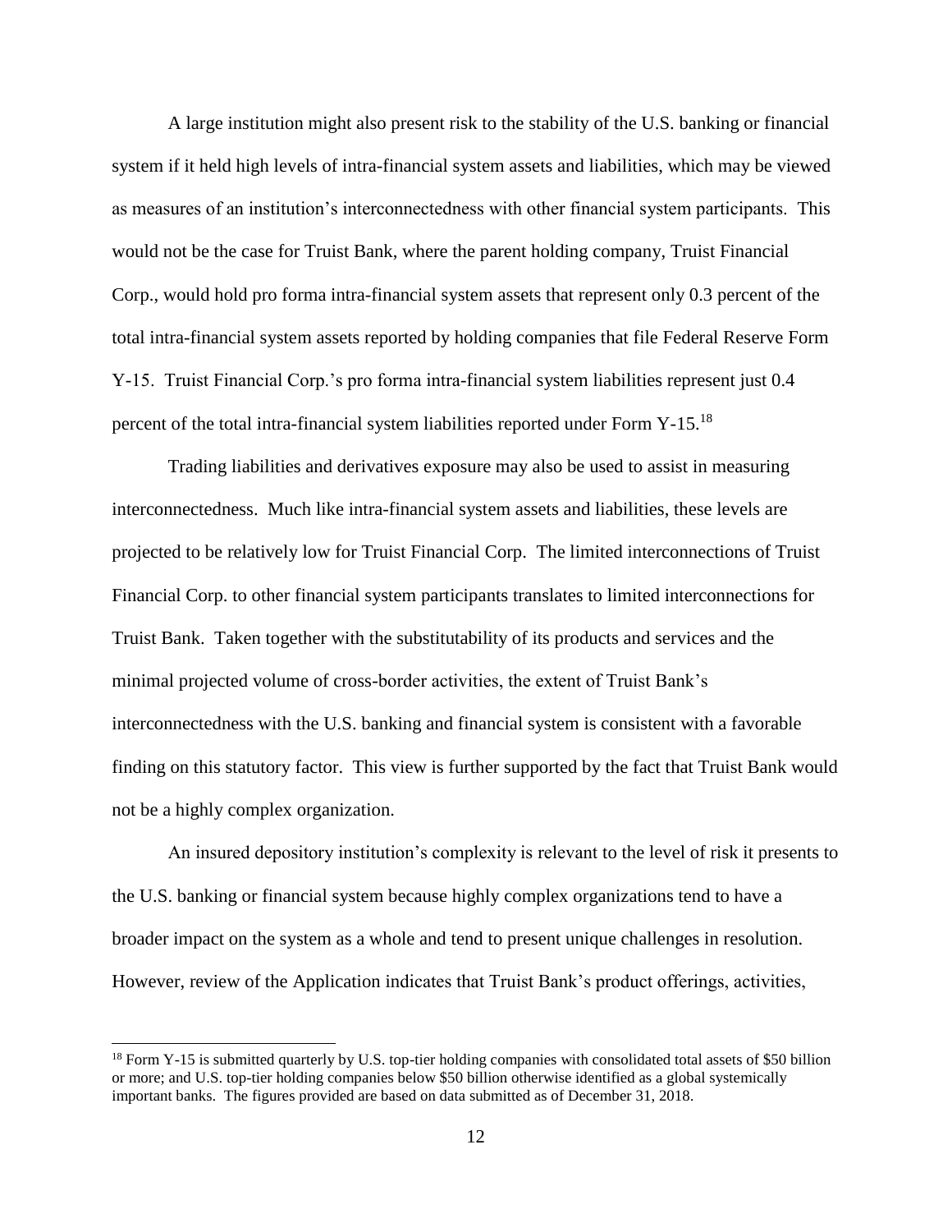A large institution might also present risk to the stability of the U.S. banking or financial system if it held high levels of intra-financial system assets and liabilities, which may be viewed as measures of an institution's interconnectedness with other financial system participants. This would not be the case for Truist Bank, where the parent holding company, Truist Financial Corp., would hold pro forma intra-financial system assets that represent only 0.3 percent of the total intra-financial system assets reported by holding companies that file Federal Reserve Form Y-15. Truist Financial Corp.'s pro forma intra-financial system liabilities represent just 0.4 percent of the total intra-financial system liabilities reported under Form Y-15.[18]

Trading liabilities and derivatives exposure may also be used to assist in measuring interconnectedness. Much like intra-financial system assets and liabilities, these levels are projected to be relatively low for Truist Financial Corp. The limited interconnections of Truist Financial Corp. to other financial system participants translates to limited interconnections for Truist Bank. Taken together with the substitutability of its products and services and the minimal projected volume of cross-border activities, the extent of Truist Bank's interconnectedness with the U.S. banking and financial system is consistent with a favorable finding on this statutory factor. This view is further supported by the fact that Truist Bank would not be a highly complex organization.

An insured depository institution's complexity is relevant to the level of risk it presents to the U.S. banking or financial system because highly complex organizations tend to have a broader impact on the system as a whole and tend to present unique challenges in resolution. However, review of the Application indicates that Truist Bank's product offerings, activities,

---

[18] Form Y-15 is submitted quarterly by U.S. top-tier holding companies with consolidated total assets of $50 billion or more; and U.S. top-tier holding companies below $50 billion otherwise identified as a global systemically important banks. The figures provided are based on data submitted as of December 31, 2018.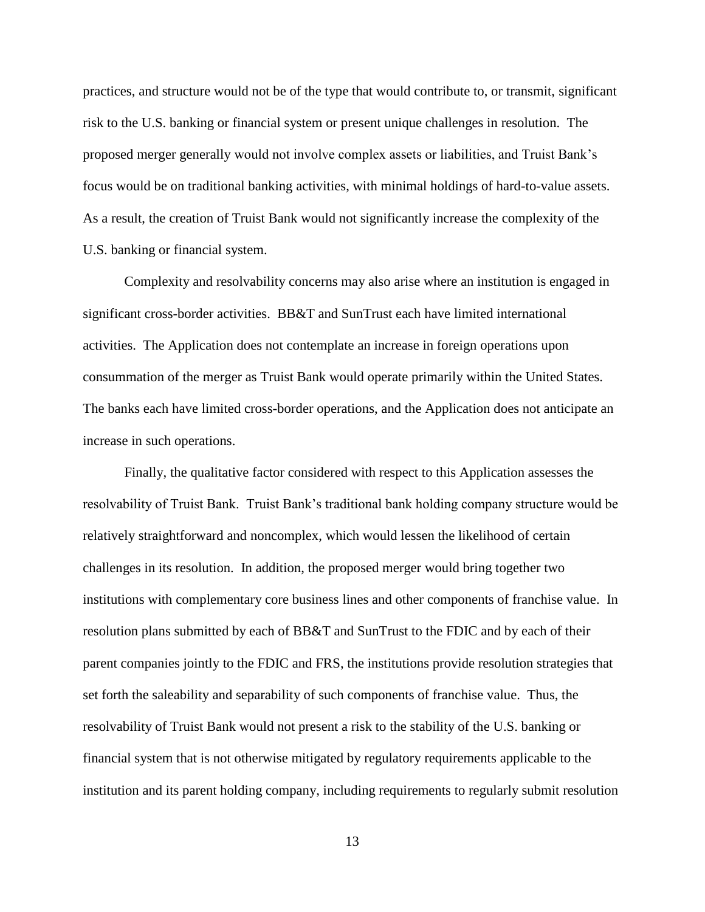practices, and structure would not be of the type that would contribute to, or transmit, significant risk to the U.S. banking or financial system or present unique challenges in resolution. The proposed merger generally would not involve complex assets or liabilities, and Truist Bank's focus would be on traditional banking activities, with minimal holdings of hard-to-value assets. As a result, the creation of Truist Bank would not significantly increase the complexity of the U.S. banking or financial system.

Complexity and resolvability concerns may also arise where an institution is engaged in significant cross-border activities. BB&T and SunTrust each have limited international activities. The Application does not contemplate an increase in foreign operations upon consummation of the merger as Truist Bank would operate primarily within the United States. The banks each have limited cross-border operations, and the Application does not anticipate an increase in such operations.

Finally, the qualitative factor considered with respect to this Application assesses the resolvability of Truist Bank. Truist Bank's traditional bank holding company structure would be relatively straightforward and noncomplex, which would lessen the likelihood of certain challenges in its resolution. In addition, the proposed merger would bring together two institutions with complementary core business lines and other components of franchise value. In resolution plans submitted by each of BB&T and SunTrust to the FDIC and by each of their parent companies jointly to the FDIC and FRS, the institutions provide resolution strategies that set forth the saleability and separability of such components of franchise value. Thus, the resolvability of Truist Bank would not present a risk to the stability of the U.S. banking or financial system that is not otherwise mitigated by regulatory requirements applicable to the institution and its parent holding company, including requirements to regularly submit resolution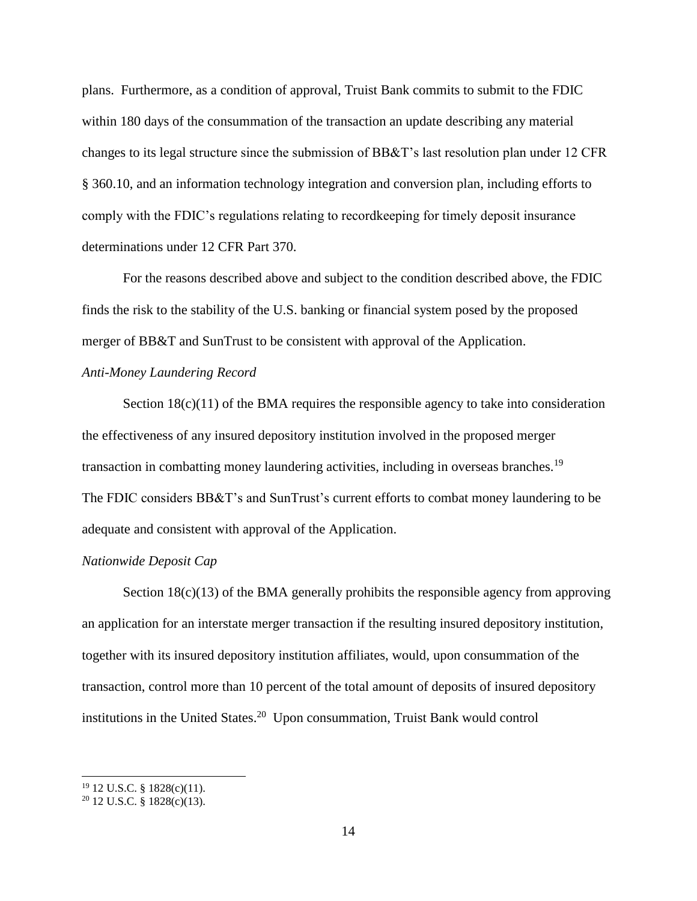plans. Furthermore, as a condition of approval, Truist Bank commits to submit to the FDIC within 180 days of the consummation of the transaction an update describing any material changes to its legal structure since the submission of BB&T's last resolution plan under 12 CFR § 360.10, and an information technology integration and conversion plan, including efforts to comply with the FDIC's regulations relating to recordkeeping for timely deposit insurance determinations under 12 CFR Part 370.

For the reasons described above and subject to the condition described above, the FDIC finds the risk to the stability of the U.S. banking or financial system posed by the proposed merger of BB&T and SunTrust to be consistent with approval of the Application.

*Anti-Money Laundering Record*

Section 18(c)(11) of the BMA requires the responsible agency to take into consideration the effectiveness of any insured depository institution involved in the proposed merger transaction in combatting money laundering activities, including in overseas branches.[19] The FDIC considers BB&T's and SunTrust's current efforts to combat money laundering to be adequate and consistent with approval of the Application.

*Nationwide Deposit Cap*

Section 18(c)(13) of the BMA generally prohibits the responsible agency from approving an application for an interstate merger transaction if the resulting insured depository institution, together with its insured depository institution affiliates, would, upon consummation of the transaction, control more than 10 percent of the total amount of deposits of insured depository institutions in the United States.[20] Upon consummation, Truist Bank would control

[19] 12 U.S.C. § 1828(c)(11).

[20] 12 U.S.C. § 1828(c)(13).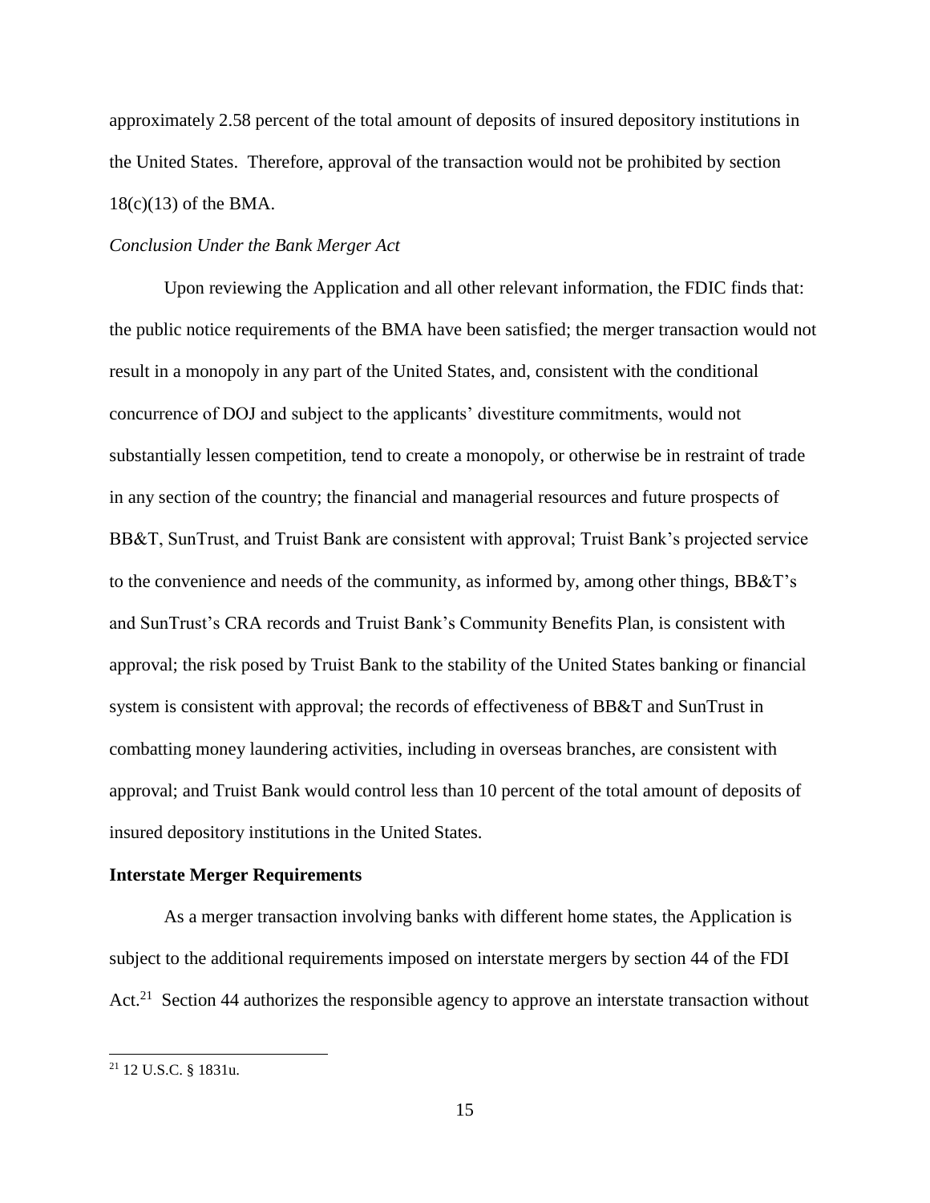approximately 2.58 percent of the total amount of deposits of insured depository institutions in the United States. Therefore, approval of the transaction would not be prohibited by section 18(c)(13) of the BMA.

*Conclusion Under the Bank Merger Act*

Upon reviewing the Application and all other relevant information, the FDIC finds that: the public notice requirements of the BMA have been satisfied; the merger transaction would not result in a monopoly in any part of the United States, and, consistent with the conditional concurrence of DOJ and subject to the applicants' divestiture commitments, would not substantially lessen competition, tend to create a monopoly, or otherwise be in restraint of trade in any section of the country; the financial and managerial resources and future prospects of BB&T, SunTrust, and Truist Bank are consistent with approval; Truist Bank's projected service to the convenience and needs of the community, as informed by, among other things, BB&T's and SunTrust's CRA records and Truist Bank's Community Benefits Plan, is consistent with approval; the risk posed by Truist Bank to the stability of the United States banking or financial system is consistent with approval; the records of effectiveness of BB&T and SunTrust in combatting money laundering activities, including in overseas branches, are consistent with approval; and Truist Bank would control less than 10 percent of the total amount of deposits of insured depository institutions in the United States.

**Interstate Merger Requirements**

As a merger transaction involving banks with different home states, the Application is subject to the additional requirements imposed on interstate mergers by section 44 of the FDI Act.[21] Section 44 authorizes the responsible agency to approve an interstate transaction without

[21] 12 U.S.C. § 1831u.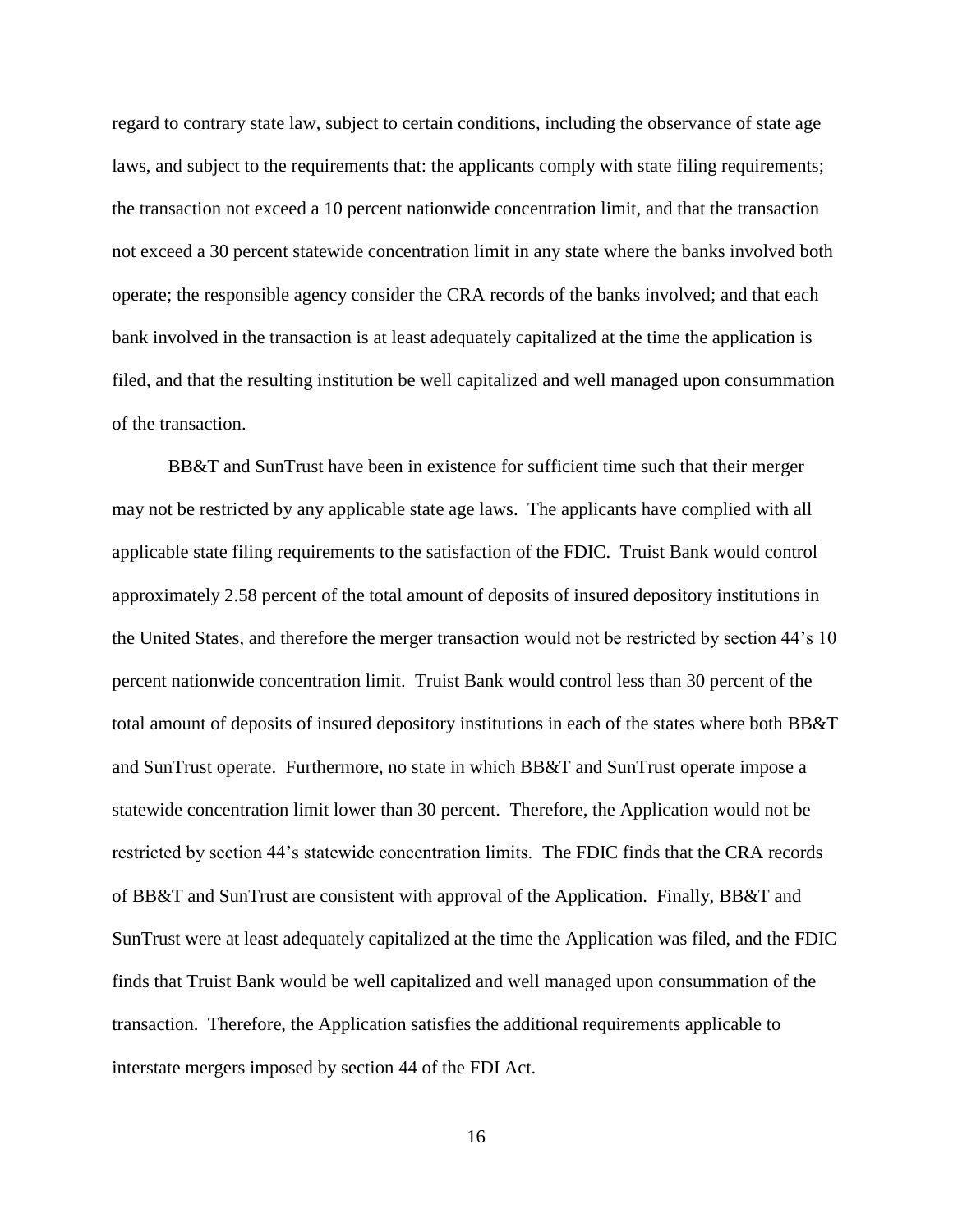regard to contrary state law, subject to certain conditions, including the observance of state age laws, and subject to the requirements that: the applicants comply with state filing requirements; the transaction not exceed a 10 percent nationwide concentration limit, and that the transaction not exceed a 30 percent statewide concentration limit in any state where the banks involved both operate; the responsible agency consider the CRA records of the banks involved; and that each bank involved in the transaction is at least adequately capitalized at the time the application is filed, and that the resulting institution be well capitalized and well managed upon consummation of the transaction.

BB&T and SunTrust have been in existence for sufficient time such that their merger may not be restricted by any applicable state age laws. The applicants have complied with all applicable state filing requirements to the satisfaction of the FDIC. Truist Bank would control approximately 2.58 percent of the total amount of deposits of insured depository institutions in the United States, and therefore the merger transaction would not be restricted by section 44's 10 percent nationwide concentration limit. Truist Bank would control less than 30 percent of the total amount of deposits of insured depository institutions in each of the states where both BB&T and SunTrust operate. Furthermore, no state in which BB&T and SunTrust operate impose a statewide concentration limit lower than 30 percent. Therefore, the Application would not be restricted by section 44's statewide concentration limits. The FDIC finds that the CRA records of BB&T and SunTrust are consistent with approval of the Application. Finally, BB&T and SunTrust were at least adequately capitalized at the time the Application was filed, and the FDIC finds that Truist Bank would be well capitalized and well managed upon consummation of the transaction. Therefore, the Application satisfies the additional requirements applicable to interstate mergers imposed by section 44 of the FDI Act.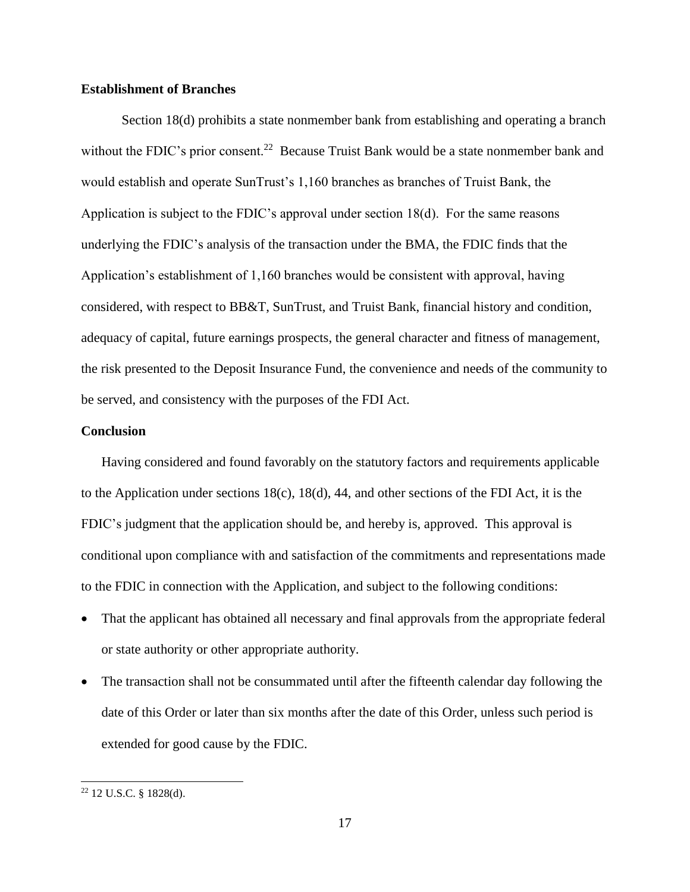**Establishment of Branches**

Section 18(d) prohibits a state nonmember bank from establishing and operating a branch without the FDIC's prior consent.[22] Because Truist Bank would be a state nonmember bank and would establish and operate SunTrust's 1,160 branches as branches of Truist Bank, the Application is subject to the FDIC's approval under section 18(d). For the same reasons underlying the FDIC's analysis of the transaction under the BMA, the FDIC finds that the Application's establishment of 1,160 branches would be consistent with approval, having considered, with respect to BB&T, SunTrust, and Truist Bank, financial history and condition, adequacy of capital, future earnings prospects, the general character and fitness of management, the risk presented to the Deposit Insurance Fund, the convenience and needs of the community to be served, and consistency with the purposes of the FDI Act.

**Conclusion**

Having considered and found favorably on the statutory factors and requirements applicable to the Application under sections 18(c), 18(d), 44, and other sections of the FDI Act, it is the FDIC's judgment that the application should be, and hereby is, approved. This approval is conditional upon compliance with and satisfaction of the commitments and representations made to the FDIC in connection with the Application, and subject to the following conditions:

- That the applicant has obtained all necessary and final approvals from the appropriate federal or state authority or other appropriate authority.
- The transaction shall not be consummated until after the fifteenth calendar day following the date of this Order or later than six months after the date of this Order, unless such period is extended for good cause by the FDIC.

---

[22] 12 U.S.C. § 1828(d).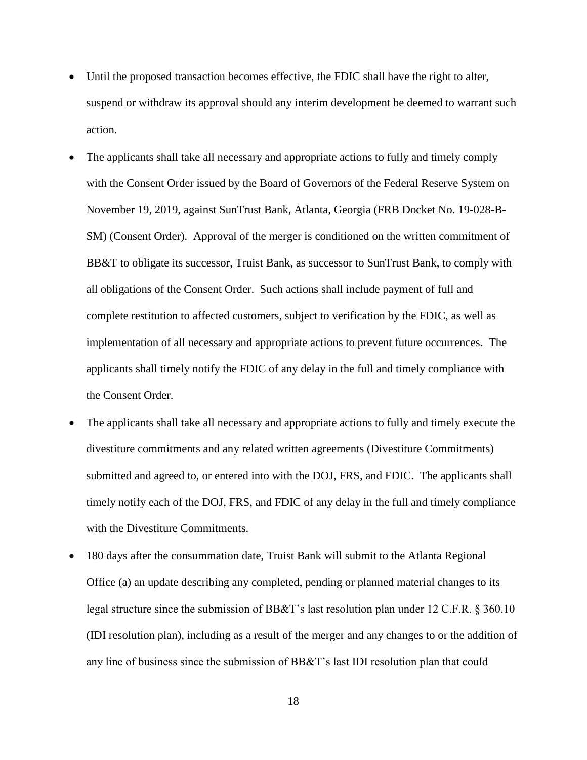- Until the proposed transaction becomes effective, the FDIC shall have the right to alter, suspend or withdraw its approval should any interim development be deemed to warrant such action.
- The applicants shall take all necessary and appropriate actions to fully and timely comply with the Consent Order issued by the Board of Governors of the Federal Reserve System on November 19, 2019, against SunTrust Bank, Atlanta, Georgia (FRB Docket No. 19-028-B-SM) (Consent Order). Approval of the merger is conditioned on the written commitment of BB&T to obligate its successor, Truist Bank, as successor to SunTrust Bank, to comply with all obligations of the Consent Order. Such actions shall include payment of full and complete restitution to affected customers, subject to verification by the FDIC, as well as implementation of all necessary and appropriate actions to prevent future occurrences. The applicants shall timely notify the FDIC of any delay in the full and timely compliance with the Consent Order.
- The applicants shall take all necessary and appropriate actions to fully and timely execute the divestiture commitments and any related written agreements (Divestiture Commitments) submitted and agreed to, or entered into with the DOJ, FRS, and FDIC. The applicants shall timely notify each of the DOJ, FRS, and FDIC of any delay in the full and timely compliance with the Divestiture Commitments.
- 180 days after the consummation date, Truist Bank will submit to the Atlanta Regional Office (a) an update describing any completed, pending or planned material changes to its legal structure since the submission of BB&T's last resolution plan under 12 C.F.R. § 360.10 (IDI resolution plan), including as a result of the merger and any changes to or the addition of any line of business since the submission of BB&T's last IDI resolution plan that could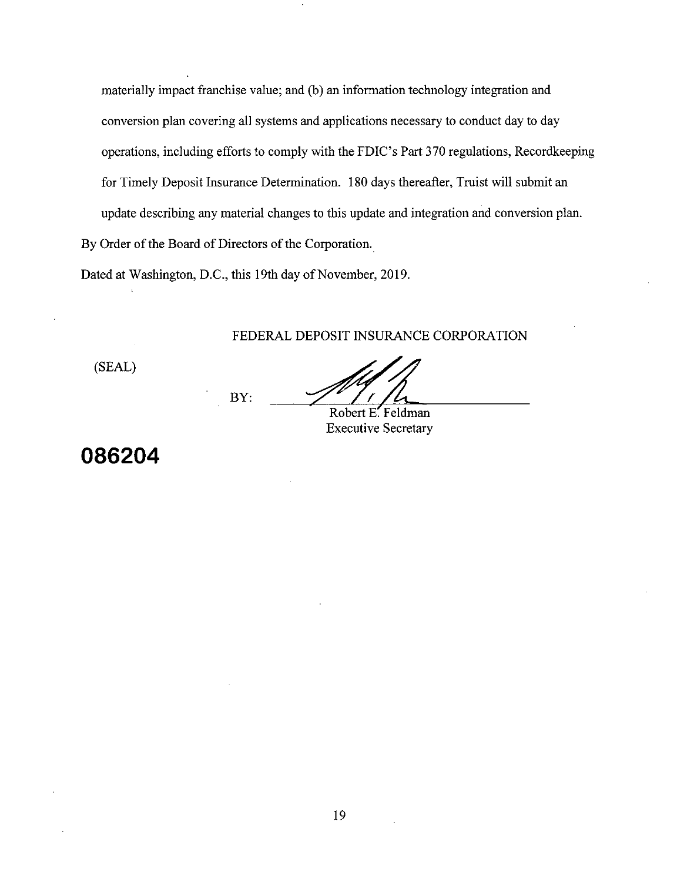materially impact franchise value; and (b) an information technology integration and conversion plan covering all systems and applications necessary to conduct day to day operations, including efforts to comply with the FDIC's Part 370 regulations, Recordkeeping for Timely Deposit Insurance Determination. 180 days thereafter, Truist will submit an update describing any material changes to this update and integration and conversion plan.

By Order of the Board of Directors of the Corporation.

Dated at Washington, D.C., this 19th day of November, 2019.

FEDERAL DEPOSIT INSURANCE CORPORATION

(SEAL)

BY: ______________________________

Robert E. Feldman
Executive Secretary

**086204**